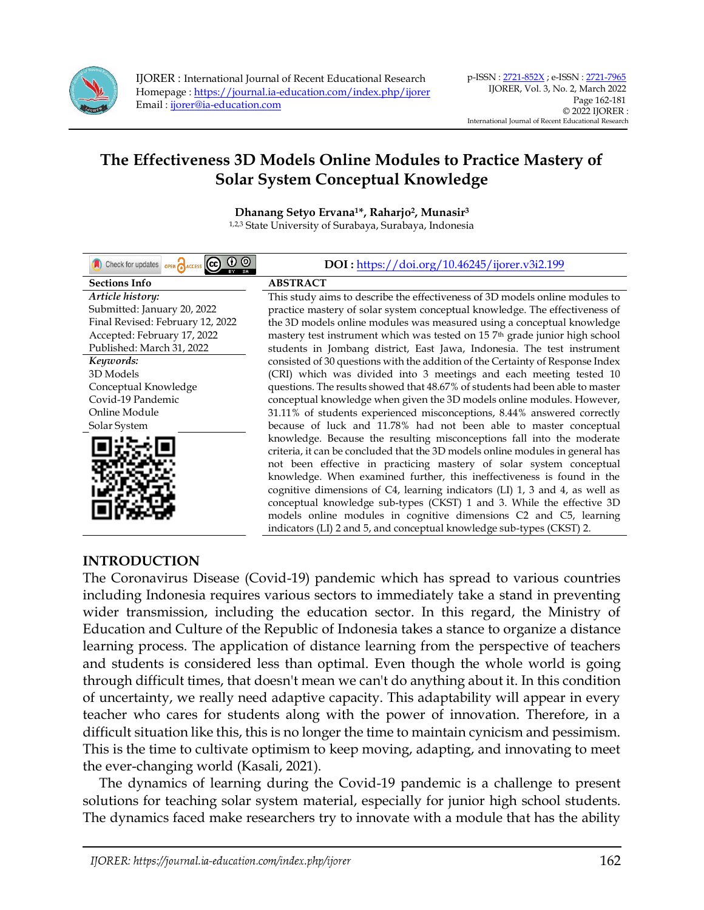# The Effectiveness 3D Models Online Modules to Practice Mastery of Solar System Conceptual Knowledge

**Dhanang Setyo Ervana[1]\*, Raharjo[2], Munasir[3]**

[1,2,3] State University of Surabaya, Surabaya, Indonesia

**DOI :** https://doi.org/10.46245/ijorer.v3i2.199

**Sections Info**

*Article history:*
Submitted: January 20, 2022
Final Revised: February 12, 2022
Accepted: February 17, 2022
Published: March 31, 2022

*Keywords:*
3D Models
Conceptual Knowledge
Covid-19 Pandemic
Online Module
Solar System

**ABSTRACT**

This study aims to describe the effectiveness of 3D models online modules to practice mastery of solar system conceptual knowledge. The effectiveness of the 3D models online modules was measured using a conceptual knowledge mastery test instrument which was tested on 15 7th grade junior high school students in Jombang district, East Jawa, Indonesia. The test instrument consisted of 30 questions with the addition of the Certainty of Response Index (CRI) which was divided into 3 meetings and each meeting tested 10 questions. The results showed that 48.67% of students had been able to master conceptual knowledge when given the 3D models online modules. However, 31.11% of students experienced misconceptions, 8.44% answered correctly because of luck and 11.78% had not been able to master conceptual knowledge. Because the resulting misconceptions fall into the moderate criteria, it can be concluded that the 3D models online modules in general has not been effective in practicing mastery of solar system conceptual knowledge. When examined further, this ineffectiveness is found in the cognitive dimensions of C4, learning indicators (LI) 1, 3 and 4, as well as conceptual knowledge sub-types (CKST) 1 and 3. While the effective 3D models online modules in cognitive dimensions C2 and C5, learning indicators (LI) 2 and 5, and conceptual knowledge sub-types (CKST) 2.

## INTRODUCTION

The Coronavirus Disease (Covid-19) pandemic which has spread to various countries including Indonesia requires various sectors to immediately take a stand in preventing wider transmission, including the education sector. In this regard, the Ministry of Education and Culture of the Republic of Indonesia takes a stance to organize a distance learning process. The application of distance learning from the perspective of teachers and students is considered less than optimal. Even though the whole world is going through difficult times, that doesn't mean we can't do anything about it. In this condition of uncertainty, we really need adaptive capacity. This adaptability will appear in every teacher who cares for students along with the power of innovation. Therefore, in a difficult situation like this, this is no longer the time to maintain cynicism and pessimism. This is the time to cultivate optimism to keep moving, adapting, and innovating to meet the ever-changing world (Kasali, 2021).

The dynamics of learning during the Covid-19 pandemic is a challenge to present solutions for teaching solar system material, especially for junior high school students. The dynamics faced make researchers try to innovate with a module that has the ability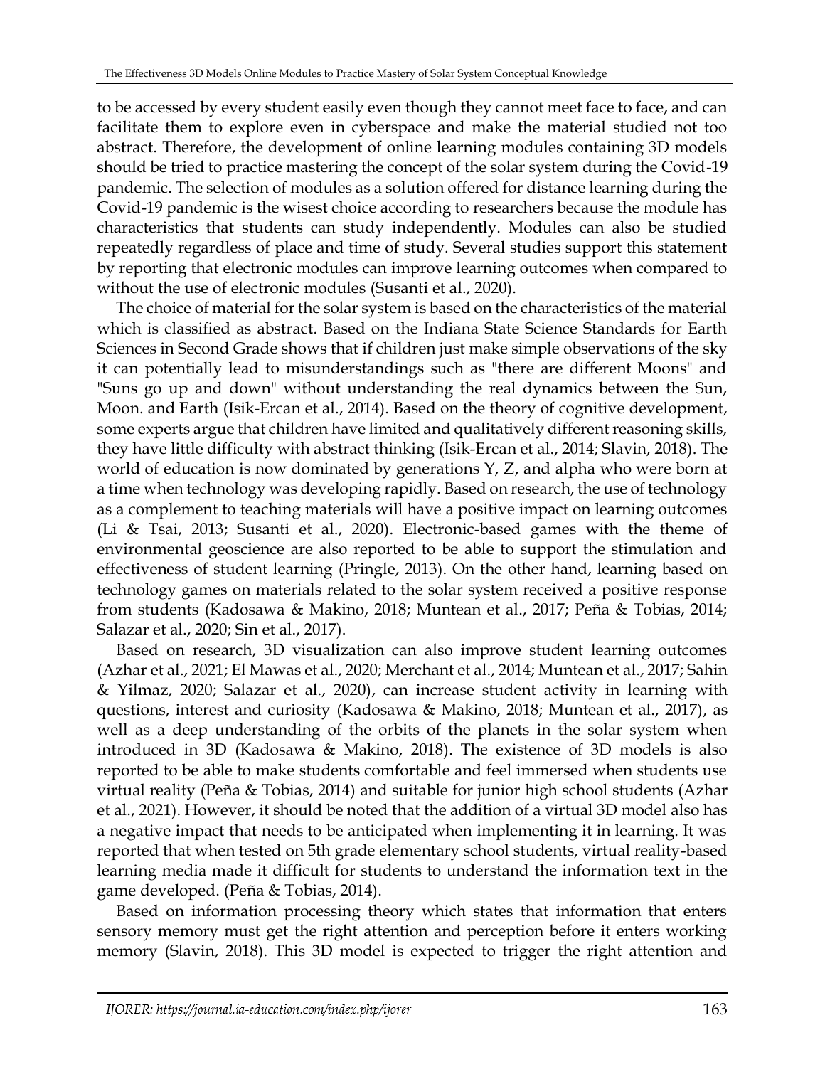to be accessed by every student easily even though they cannot meet face to face, and can facilitate them to explore even in cyberspace and make the material studied not too abstract. Therefore, the development of online learning modules containing 3D models should be tried to practice mastering the concept of the solar system during the Covid-19 pandemic. The selection of modules as a solution offered for distance learning during the Covid-19 pandemic is the wisest choice according to researchers because the module has characteristics that students can study independently. Modules can also be studied repeatedly regardless of place and time of study. Several studies support this statement by reporting that electronic modules can improve learning outcomes when compared to without the use of electronic modules (Susanti et al., 2020).

The choice of material for the solar system is based on the characteristics of the material which is classified as abstract. Based on the Indiana State Science Standards for Earth Sciences in Second Grade shows that if children just make simple observations of the sky it can potentially lead to misunderstandings such as "there are different Moons" and "Suns go up and down" without understanding the real dynamics between the Sun, Moon. and Earth (Isik-Ercan et al., 2014). Based on the theory of cognitive development, some experts argue that children have limited and qualitatively different reasoning skills, they have little difficulty with abstract thinking (Isik-Ercan et al., 2014; Slavin, 2018). The world of education is now dominated by generations Y, Z, and alpha who were born at a time when technology was developing rapidly. Based on research, the use of technology as a complement to teaching materials will have a positive impact on learning outcomes (Li & Tsai, 2013; Susanti et al., 2020). Electronic-based games with the theme of environmental geoscience are also reported to be able to support the stimulation and effectiveness of student learning (Pringle, 2013). On the other hand, learning based on technology games on materials related to the solar system received a positive response from students (Kadosawa & Makino, 2018; Muntean et al., 2017; Peña & Tobias, 2014; Salazar et al., 2020; Sin et al., 2017).

Based on research, 3D visualization can also improve student learning outcomes (Azhar et al., 2021; El Mawas et al., 2020; Merchant et al., 2014; Muntean et al., 2017; Sahin & Yilmaz, 2020; Salazar et al., 2020), can increase student activity in learning with questions, interest and curiosity (Kadosawa & Makino, 2018; Muntean et al., 2017), as well as a deep understanding of the orbits of the planets in the solar system when introduced in 3D (Kadosawa & Makino, 2018). The existence of 3D models is also reported to be able to make students comfortable and feel immersed when students use virtual reality (Peña & Tobias, 2014) and suitable for junior high school students (Azhar et al., 2021). However, it should be noted that the addition of a virtual 3D model also has a negative impact that needs to be anticipated when implementing it in learning. It was reported that when tested on 5th grade elementary school students, virtual reality-based learning media made it difficult for students to understand the information text in the game developed. (Peña & Tobias, 2014).

Based on information processing theory which states that information that enters sensory memory must get the right attention and perception before it enters working memory (Slavin, 2018). This 3D model is expected to trigger the right attention and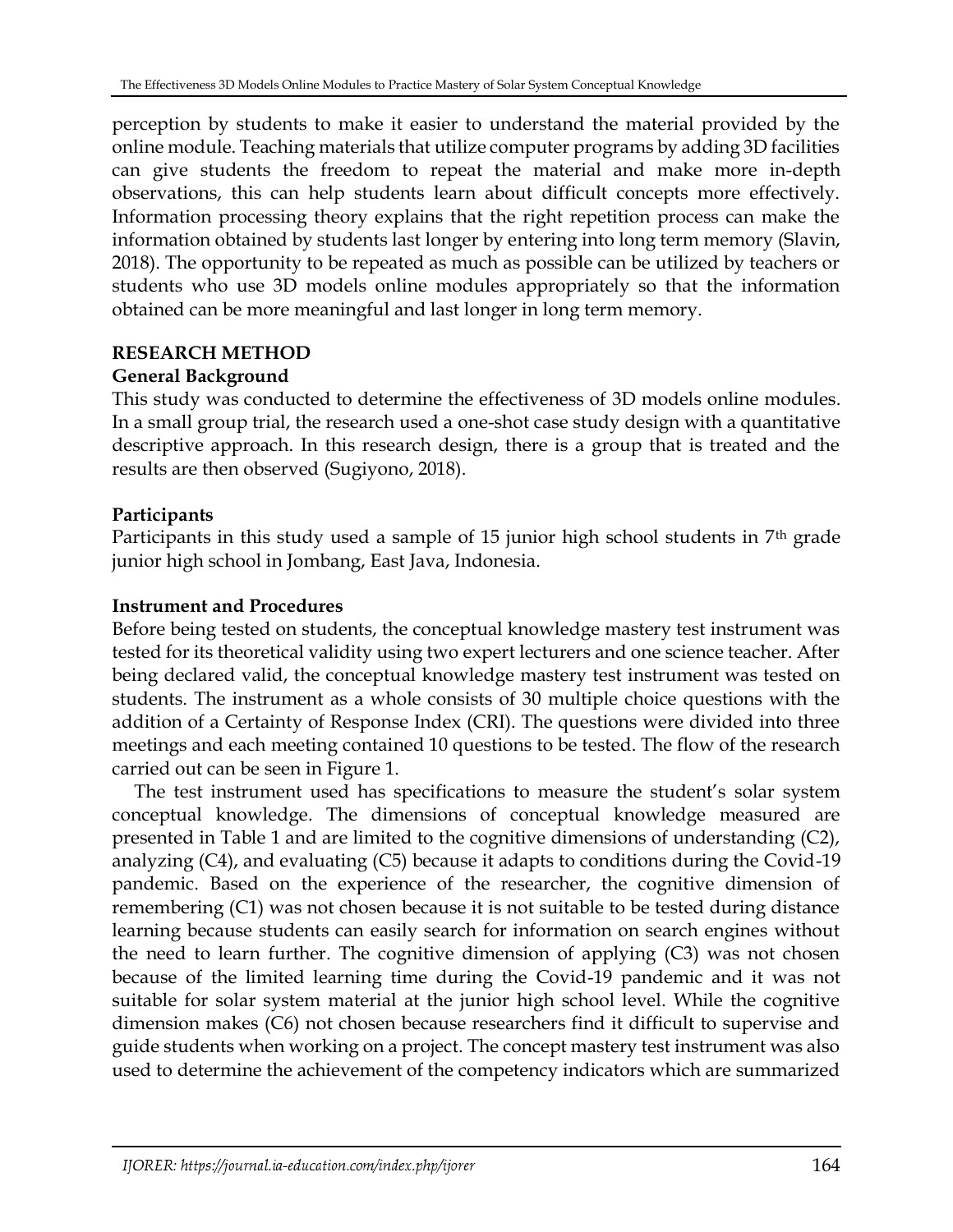perception by students to make it easier to understand the material provided by the online module. Teaching materials that utilize computer programs by adding 3D facilities can give students the freedom to repeat the material and make more in-depth observations, this can help students learn about difficult concepts more effectively. Information processing theory explains that the right repetition process can make the information obtained by students last longer by entering into long term memory (Slavin, 2018). The opportunity to be repeated as much as possible can be utilized by teachers or students who use 3D models online modules appropriately so that the information obtained can be more meaningful and last longer in long term memory.

## RESEARCH METHOD

### General Background

This study was conducted to determine the effectiveness of 3D models online modules. In a small group trial, the research used a one-shot case study design with a quantitative descriptive approach. In this research design, there is a group that is treated and the results are then observed (Sugiyono, 2018).

### Participants

Participants in this study used a sample of 15 junior high school students in 7th grade junior high school in Jombang, East Java, Indonesia.

### Instrument and Procedures

Before being tested on students, the conceptual knowledge mastery test instrument was tested for its theoretical validity using two expert lecturers and one science teacher. After being declared valid, the conceptual knowledge mastery test instrument was tested on students. The instrument as a whole consists of 30 multiple choice questions with the addition of a Certainty of Response Index (CRI). The questions were divided into three meetings and each meeting contained 10 questions to be tested. The flow of the research carried out can be seen in Figure 1.

The test instrument used has specifications to measure the student's solar system conceptual knowledge. The dimensions of conceptual knowledge measured are presented in Table 1 and are limited to the cognitive dimensions of understanding (C2), analyzing (C4), and evaluating (C5) because it adapts to conditions during the Covid-19 pandemic. Based on the experience of the researcher, the cognitive dimension of remembering (C1) was not chosen because it is not suitable to be tested during distance learning because students can easily search for information on search engines without the need to learn further. The cognitive dimension of applying (C3) was not chosen because of the limited learning time during the Covid-19 pandemic and it was not suitable for solar system material at the junior high school level. While the cognitive dimension makes (C6) not chosen because researchers find it difficult to supervise and guide students when working on a project. The concept mastery test instrument was also used to determine the achievement of the competency indicators which are summarized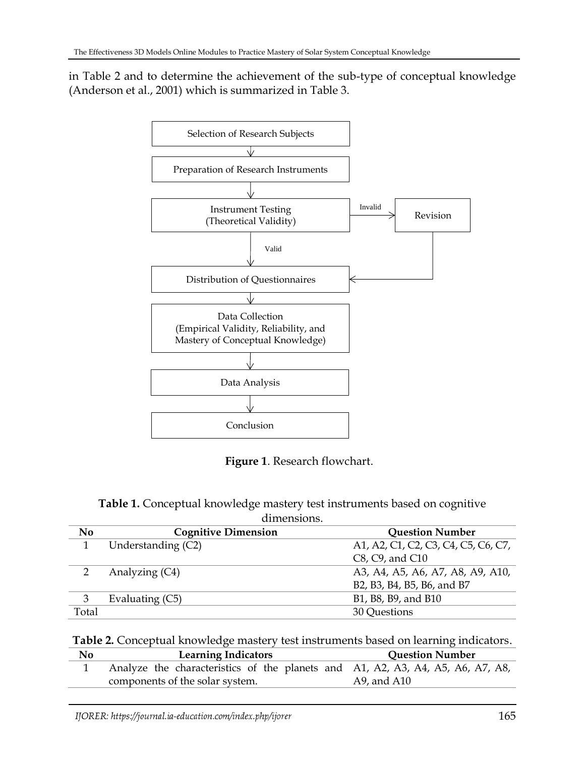in Table 2 and to determine the achievement of the sub-type of conceptual knowledge (Anderson et al., 2001) which is summarized in Table 3.

**Figure 1**. Research flowchart.

**Table 1.** Conceptual knowledge mastery test instruments based on cognitive dimensions.

| No | Cognitive Dimension | Question Number |
|---|---|---|
| 1 | Understanding (C2) | A1, A2, C1, C2, C3, C4, C5, C6, C7, C8, C9, and C10 |
| 2 | Analyzing (C4) | A3, A4, A5, A6, A7, A8, A9, A10, B2, B3, B4, B5, B6, and B7 |
| 3 | Evaluating (C5) | B1, B8, B9, and B10 |
| Total | | 30 Questions |

**Table 2.** Conceptual knowledge mastery test instruments based on learning indicators.

| No | Learning Indicators | Question Number |
|---|---|---|
| 1 | Analyze the characteristics of the planets and components of the solar system. | A1, A2, A3, A4, A5, A6, A7, A8, A9, and A10 |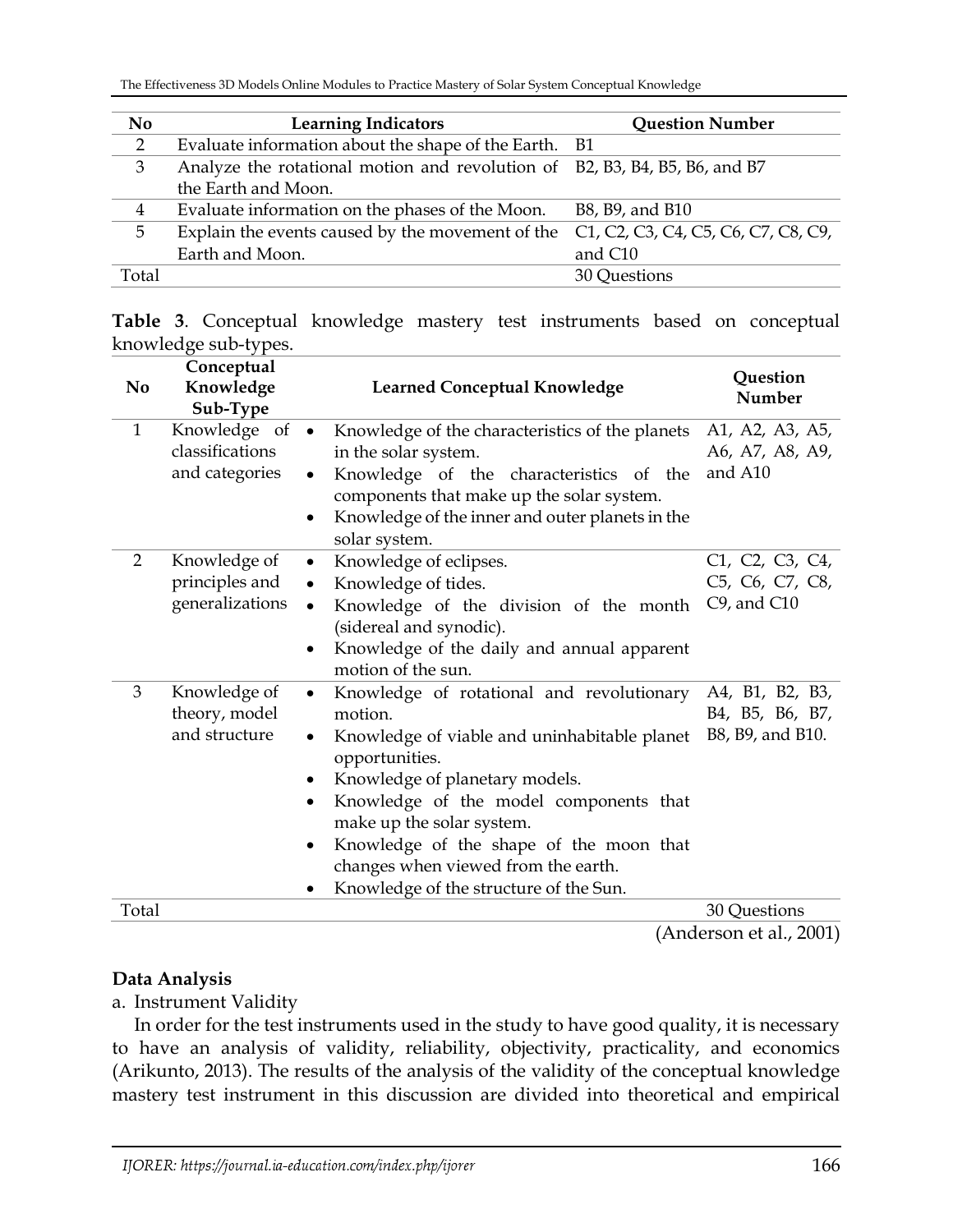| No | Learning Indicators | Question Number |
|---|---|---|
| 2 | Evaluate information about the shape of the Earth. | B1 |
| 3 | Analyze the rotational motion and revolution of the Earth and Moon. | B2, B3, B4, B5, B6, and B7 |
| 4 | Evaluate information on the phases of the Moon. | B8, B9, and B10 |
| 5 | Explain the events caused by the movement of the Earth and Moon. | C1, C2, C3, C4, C5, C6, C7, C8, C9, and C10 |
| Total | | 30 Questions |

**Table 3**. Conceptual knowledge mastery test instruments based on conceptual knowledge sub-types.

| No | Conceptual Knowledge Sub-Type | Learned Conceptual Knowledge | Question Number |
|---|---|---|---|
| 1 | Knowledge of classifications and categories | • Knowledge of the characteristics of the planets in the solar system.<br>• Knowledge of the characteristics of the components that make up the solar system.<br>• Knowledge of the inner and outer planets in the solar system. | A1, A2, A3, A5, A6, A7, A8, A9, and A10 |
| 2 | Knowledge of principles and generalizations | • Knowledge of eclipses.<br>• Knowledge of tides.<br>• Knowledge of the division of the month (sidereal and synodic).<br>• Knowledge of the daily and annual apparent motion of the sun. | C1, C2, C3, C4, C5, C6, C7, C8, C9, and C10 |
| 3 | Knowledge of theory, model and structure | • Knowledge of rotational and revolutionary motion.<br>• Knowledge of viable and uninhabitable planet opportunities.<br>• Knowledge of planetary models.<br>• Knowledge of the model components that make up the solar system.<br>• Knowledge of the shape of the moon that changes when viewed from the earth.<br>• Knowledge of the structure of the Sun. | A4, B1, B2, B3, B4, B5, B6, B7, B8, B9, and B10. |
| Total | | | 30 Questions |

(Anderson et al., 2001)

**Data Analysis**

a. Instrument Validity

In order for the test instruments used in the study to have good quality, it is necessary to have an analysis of validity, reliability, objectivity, practicality, and economics (Arikunto, 2013). The results of the analysis of the validity of the conceptual knowledge mastery test instrument in this discussion are divided into theoretical and empirical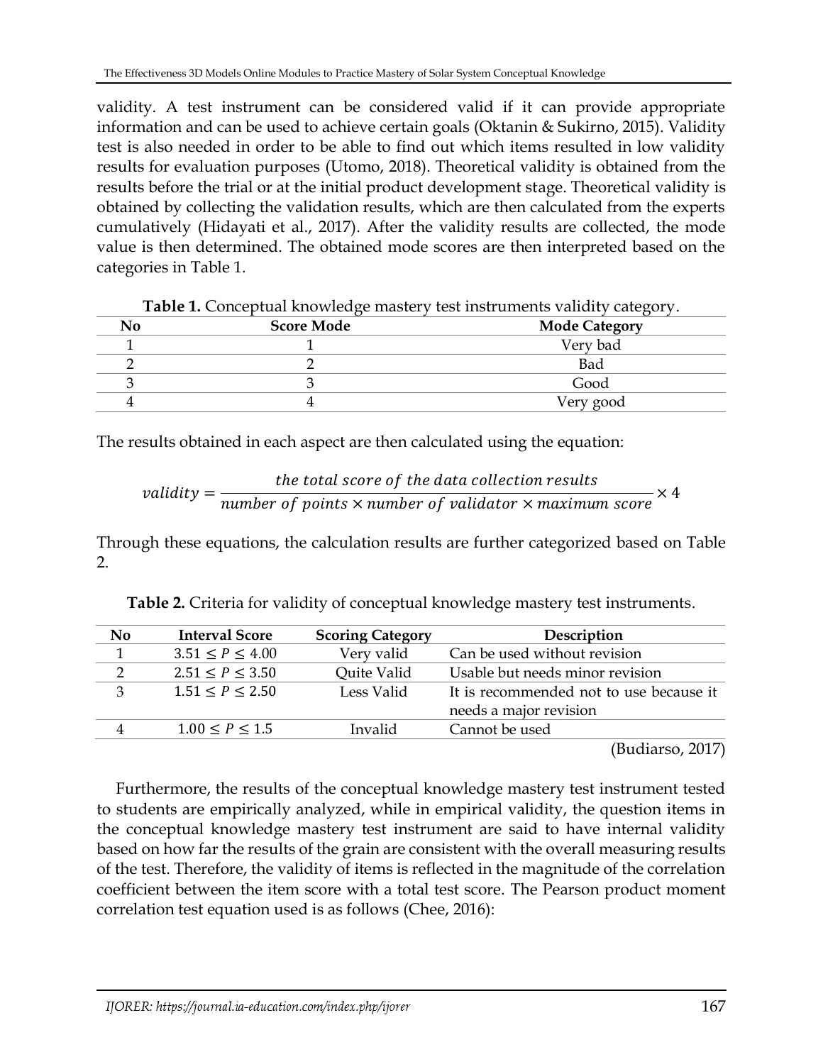validity. A test instrument can be considered valid if it can provide appropriate information and can be used to achieve certain goals (Oktanin & Sukirno, 2015). Validity test is also needed in order to be able to find out which items resulted in low validity results for evaluation purposes (Utomo, 2018). Theoretical validity is obtained from the results before the trial or at the initial product development stage. Theoretical validity is obtained by collecting the validation results, which are then calculated from the experts cumulatively (Hidayati et al., 2017). After the validity results are collected, the mode value is then determined. The obtained mode scores are then interpreted based on the categories in Table 1.

**Table 1.** Conceptual knowledge mastery test instruments validity category.

| No | Score Mode | Mode Category |
|---|---|---|
| 1 | 1 | Very bad |
| 2 | 2 | Bad |
| 3 | 3 | Good |
| 4 | 4 | Very good |

The results obtained in each aspect are then calculated using the equation:

$$validity = \frac{the\ total\ score\ of\ the\ data\ collection\ results}{number\ of\ points \times number\ of\ validator \times maximum\ score} \times 4$$

Through these equations, the calculation results are further categorized based on Table 2.

**Table 2.** Criteria for validity of conceptual knowledge mastery test instruments.

| No | Interval Score | Scoring Category | Description |
|---|---|---|---|
| 1 | $3.51 \leq P \leq 4.00$ | Very valid | Can be used without revision |
| 2 | $2.51 \leq P \leq 3.50$ | Quite Valid | Usable but needs minor revision |
| 3 | $1.51 \leq P \leq 2.50$ | Less Valid | It is recommended not to use because it needs a major revision |
| 4 | $1.00 \leq P \leq 1.5$ | Invalid | Cannot be used |

(Budiarso, 2017)

Furthermore, the results of the conceptual knowledge mastery test instrument tested to students are empirically analyzed, while in empirical validity, the question items in the conceptual knowledge mastery test instrument are said to have internal validity based on how far the results of the grain are consistent with the overall measuring results of the test. Therefore, the validity of items is reflected in the magnitude of the correlation coefficient between the item score with a total test score. The Pearson product moment correlation test equation used is as follows (Chee, 2016):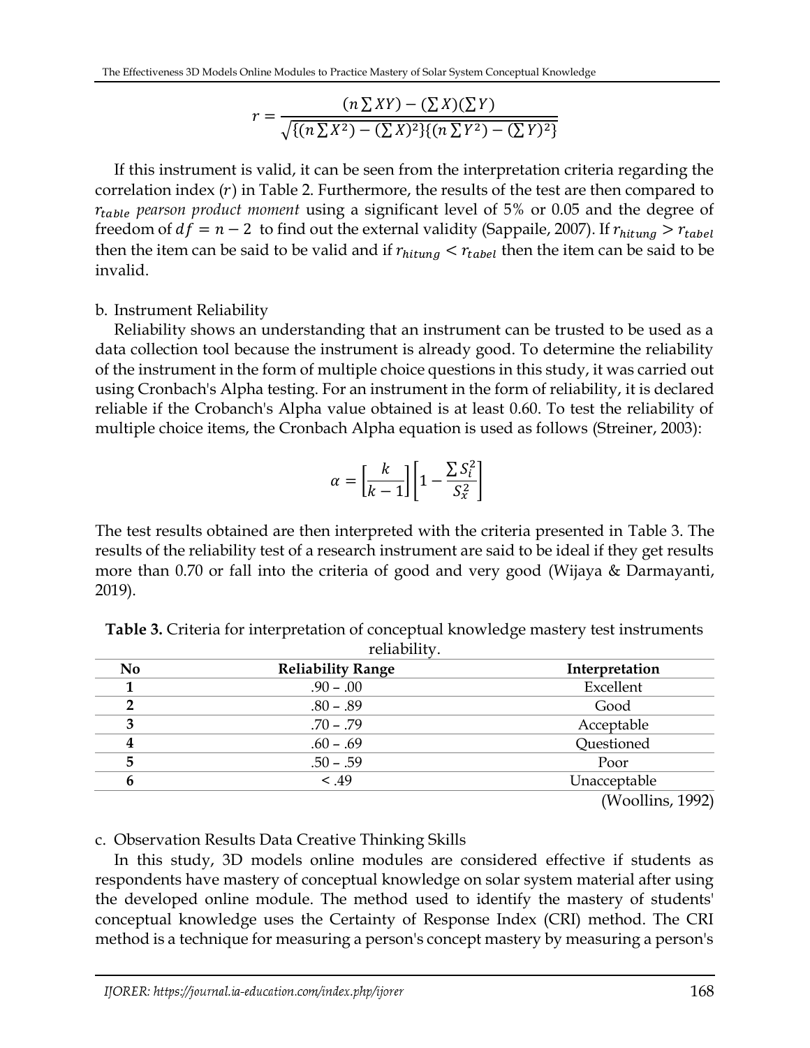$$r = \frac{(n \sum XY) - (\sum X)(\sum Y)}{\sqrt{\{(n \sum X^2) - (\sum X)^2\}\{(n \sum Y^2) - (\sum Y)^2\}}}$$

If this instrument is valid, it can be seen from the interpretation criteria regarding the correlation index ($r$) in Table 2. Furthermore, the results of the test are then compared to $r_{table}$ *pearson product moment* using a significant level of 5% or 0.05 and the degree of freedom of $df = n - 2$ to find out the external validity (Sappaile, 2007). If $r_{hitung} > r_{tabel}$ then the item can be said to be valid and if $r_{hitung} < r_{tabel}$ then the item can be said to be invalid.

b. Instrument Reliability

Reliability shows an understanding that an instrument can be trusted to be used as a data collection tool because the instrument is already good. To determine the reliability of the instrument in the form of multiple choice questions in this study, it was carried out using Cronbach's Alpha testing. For an instrument in the form of reliability, it is declared reliable if the Crobanch's Alpha value obtained is at least 0.60. To test the reliability of multiple choice items, the Cronbach Alpha equation is used as follows (Streiner, 2003):

$$\alpha = \left[\frac{k}{k-1}\right]\left[1 - \frac{\sum S_i^2}{S_x^2}\right]$$

The test results obtained are then interpreted with the criteria presented in Table 3. The results of the reliability test of a research instrument are said to be ideal if they get results more than 0.70 or fall into the criteria of good and very good (Wijaya & Darmayanti, 2019).

**Table 3.** Criteria for interpretation of conceptual knowledge mastery test instruments reliability.

| No | Reliability Range | Interpretation |
|---|---|---|
| 1 | .90 – .00 | Excellent |
| 2 | .80 – .89 | Good |
| 3 | .70 – .79 | Acceptable |
| 4 | .60 – .69 | Questioned |
| 5 | .50 – .59 | Poor |
| 6 | < .49 | Unacceptable |

(Woollins, 1992)

c. Observation Results Data Creative Thinking Skills

In this study, 3D models online modules are considered effective if students as respondents have mastery of conceptual knowledge on solar system material after using the developed online module. The method used to identify the mastery of students' conceptual knowledge uses the Certainty of Response Index (CRI) method. The CRI method is a technique for measuring a person's concept mastery by measuring a person's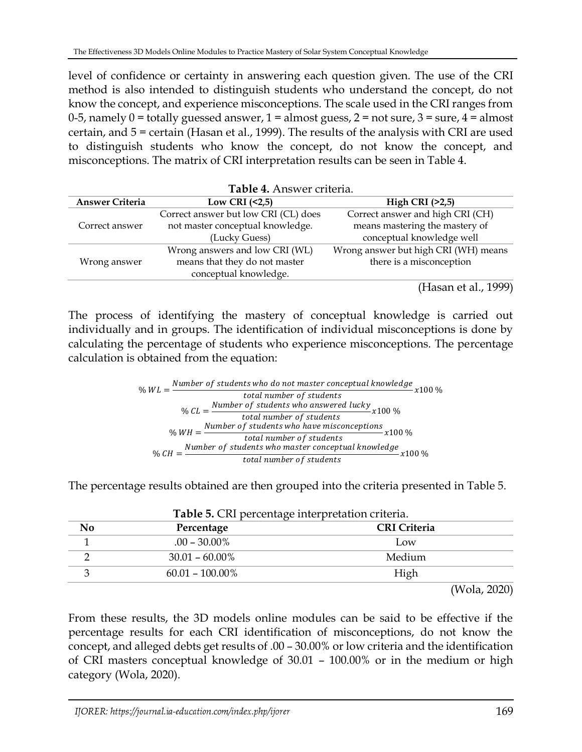level of confidence or certainty in answering each question given. The use of the CRI method is also intended to distinguish students who understand the concept, do not know the concept, and experience misconceptions. The scale used in the CRI ranges from 0-5, namely 0 = totally guessed answer, 1 = almost guess, 2 = not sure, 3 = sure, 4 = almost certain, and 5 = certain (Hasan et al., 1999). The results of the analysis with CRI are used to distinguish students who know the concept, do not know the concept, and misconceptions. The matrix of CRI interpretation results can be seen in Table 4.

**Table 4.** Answer criteria.

| Answer Criteria | Low CRI (<2,5) | High CRI (>2,5) |
|---|---|---|
| Correct answer | Correct answer but low CRI (CL) does not master conceptual knowledge. (Lucky Guess) | Correct answer and high CRI (CH) means mastering the mastery of conceptual knowledge well |
| Wrong answer | Wrong answers and low CRI (WL) means that they do not master conceptual knowledge. | Wrong answer but high CRI (WH) means there is a misconception |

(Hasan et al., 1999)

The process of identifying the mastery of conceptual knowledge is carried out individually and in groups. The identification of individual misconceptions is done by calculating the percentage of students who experience misconceptions. The percentage calculation is obtained from the equation:

$$\%\,WL = \frac{Number\ of\ students\ who\ do\ not\ master\ conceptual\ knowledge}{total\ number\ of\ students} x100\ \%$$

$$\%\,CL = \frac{Number\ of\ students\ who\ answered\ lucky}{total\ number\ of\ students} x100\ \%$$

$$\%\,WH = \frac{Number\ of\ students\ who\ have\ misconceptions}{total\ number\ of\ students} x100\ \%$$

$$\%\,CH = \frac{Number\ of\ students\ who\ master\ conceptual\ knowledge}{total\ number\ of\ students} x100\ \%$$

The percentage results obtained are then grouped into the criteria presented in Table 5.

**Table 5.** CRI percentage interpretation criteria.

| No | Percentage | CRI Criteria |
|---|---|---|
| 1 | .00 – 30.00% | Low |
| 2 | 30.01 – 60.00% | Medium |
| 3 | 60.01 – 100.00% | High |

(Wola, 2020)

From these results, the 3D models online modules can be said to be effective if the percentage results for each CRI identification of misconceptions, do not know the concept, and alleged debts get results of .00 – 30.00% or low criteria and the identification of CRI masters conceptual knowledge of 30.01 – 100.00% or in the medium or high category (Wola, 2020).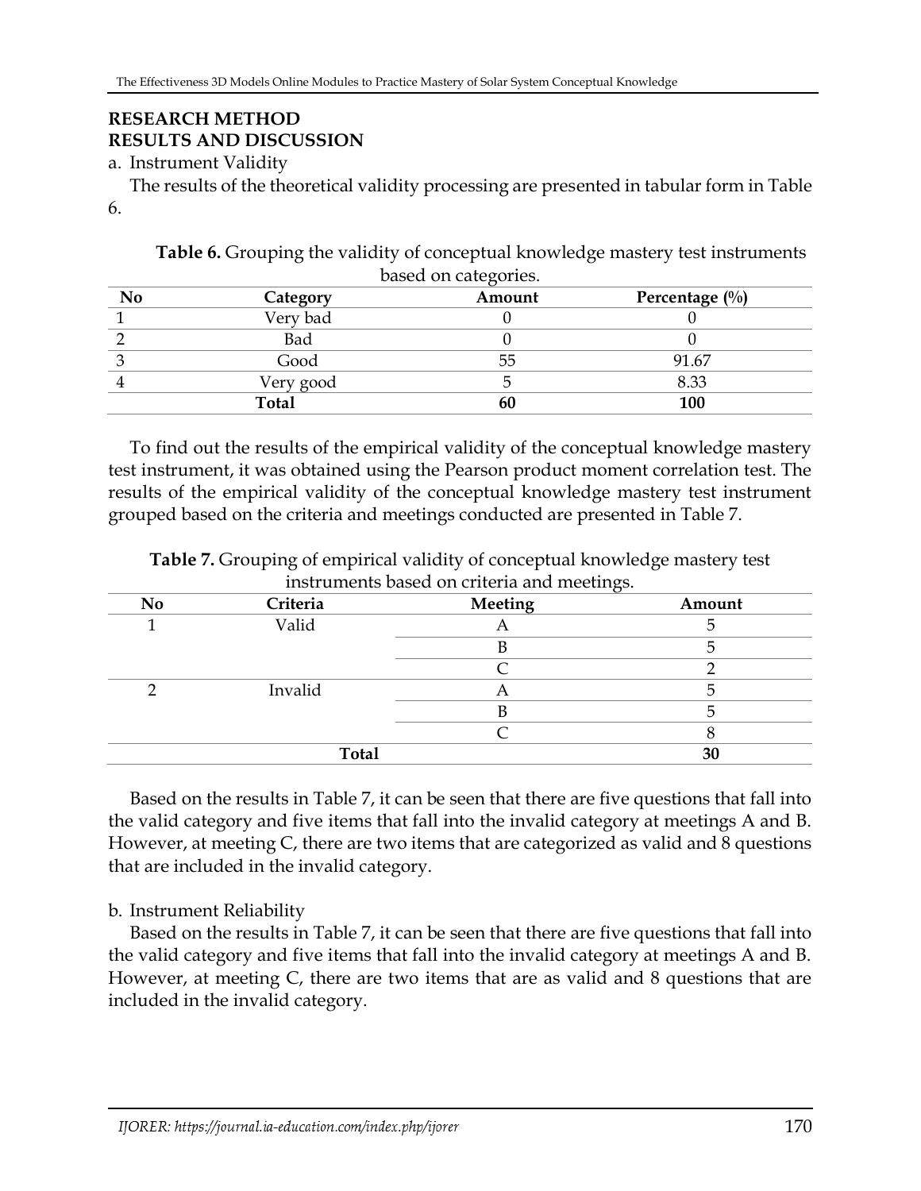## RESEARCH METHOD

## RESULTS AND DISCUSSION

a. Instrument Validity

The results of the theoretical validity processing are presented in tabular form in Table 6.

**Table 6.** Grouping the validity of conceptual knowledge mastery test instruments based on categories.

| No | Category | Amount | Percentage (%) |
|---|---|---|---|
| 1 | Very bad | 0 | 0 |
| 2 | Bad | 0 | 0 |
| 3 | Good | 55 | 91.67 |
| 4 | Very good | 5 | 8.33 |
| | **Total** | **60** | **100** |

To find out the results of the empirical validity of the conceptual knowledge mastery test instrument, it was obtained using the Pearson product moment correlation test. The results of the empirical validity of the conceptual knowledge mastery test instrument grouped based on the criteria and meetings conducted are presented in Table 7.

**Table 7.** Grouping of empirical validity of conceptual knowledge mastery test instruments based on criteria and meetings.

| No | Criteria | Meeting | Amount |
|---|---|---|---|
| 1 | Valid | A | 5 |
| | | B | 5 |
| | | C | 2 |
| 2 | Invalid | A | 5 |
| | | B | 5 |
| | | C | 8 |
| | **Total** | | **30** |

Based on the results in Table 7, it can be seen that there are five questions that fall into the valid category and five items that fall into the invalid category at meetings A and B. However, at meeting C, there are two items that are categorized as valid and 8 questions that are included in the invalid category.

b. Instrument Reliability

Based on the results in Table 7, it can be seen that there are five questions that fall into the valid category and five items that fall into the invalid category at meetings A and B. However, at meeting C, there are two items that are as valid and 8 questions that are included in the invalid category.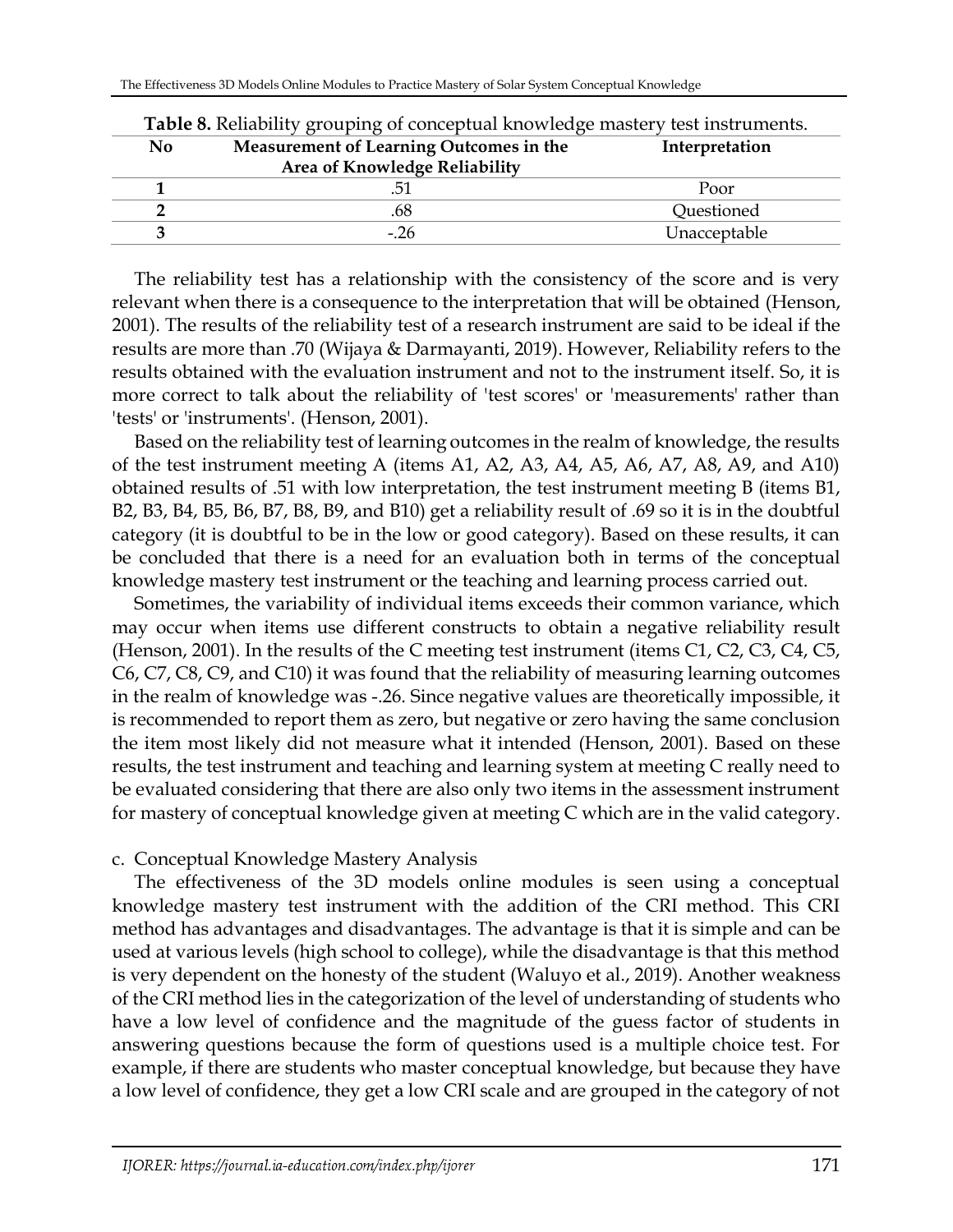**Table 8.** Reliability grouping of conceptual knowledge mastery test instruments.

| No | Measurement of Learning Outcomes in the Area of Knowledge Reliability | Interpretation |
|---|---|---|
| **1** | .51 | Poor |
| **2** | .68 | Questioned |
| **3** | -.26 | Unacceptable |

The reliability test has a relationship with the consistency of the score and is very relevant when there is a consequence to the interpretation that will be obtained (Henson, 2001). The results of the reliability test of a research instrument are said to be ideal if the results are more than .70 (Wijaya & Darmayanti, 2019). However, Reliability refers to the results obtained with the evaluation instrument and not to the instrument itself. So, it is more correct to talk about the reliability of 'test scores' or 'measurements' rather than 'tests' or 'instruments'. (Henson, 2001).

Based on the reliability test of learning outcomes in the realm of knowledge, the results of the test instrument meeting A (items A1, A2, A3, A4, A5, A6, A7, A8, A9, and A10) obtained results of .51 with low interpretation, the test instrument meeting B (items B1, B2, B3, B4, B5, B6, B7, B8, B9, and B10) get a reliability result of .69 so it is in the doubtful category (it is doubtful to be in the low or good category). Based on these results, it can be concluded that there is a need for an evaluation both in terms of the conceptual knowledge mastery test instrument or the teaching and learning process carried out.

Sometimes, the variability of individual items exceeds their common variance, which may occur when items use different constructs to obtain a negative reliability result (Henson, 2001). In the results of the C meeting test instrument (items C1, C2, C3, C4, C5, C6, C7, C8, C9, and C10) it was found that the reliability of measuring learning outcomes in the realm of knowledge was -.26. Since negative values are theoretically impossible, it is recommended to report them as zero, but negative or zero having the same conclusion the item most likely did not measure what it intended (Henson, 2001). Based on these results, the test instrument and teaching and learning system at meeting C really need to be evaluated considering that there are also only two items in the assessment instrument for mastery of conceptual knowledge given at meeting C which are in the valid category.

c. Conceptual Knowledge Mastery Analysis

The effectiveness of the 3D models online modules is seen using a conceptual knowledge mastery test instrument with the addition of the CRI method. This CRI method has advantages and disadvantages. The advantage is that it is simple and can be used at various levels (high school to college), while the disadvantage is that this method is very dependent on the honesty of the student (Waluyo et al., 2019). Another weakness of the CRI method lies in the categorization of the level of understanding of students who have a low level of confidence and the magnitude of the guess factor of students in answering questions because the form of questions used is a multiple choice test. For example, if there are students who master conceptual knowledge, but because they have a low level of confidence, they get a low CRI scale and are grouped in the category of not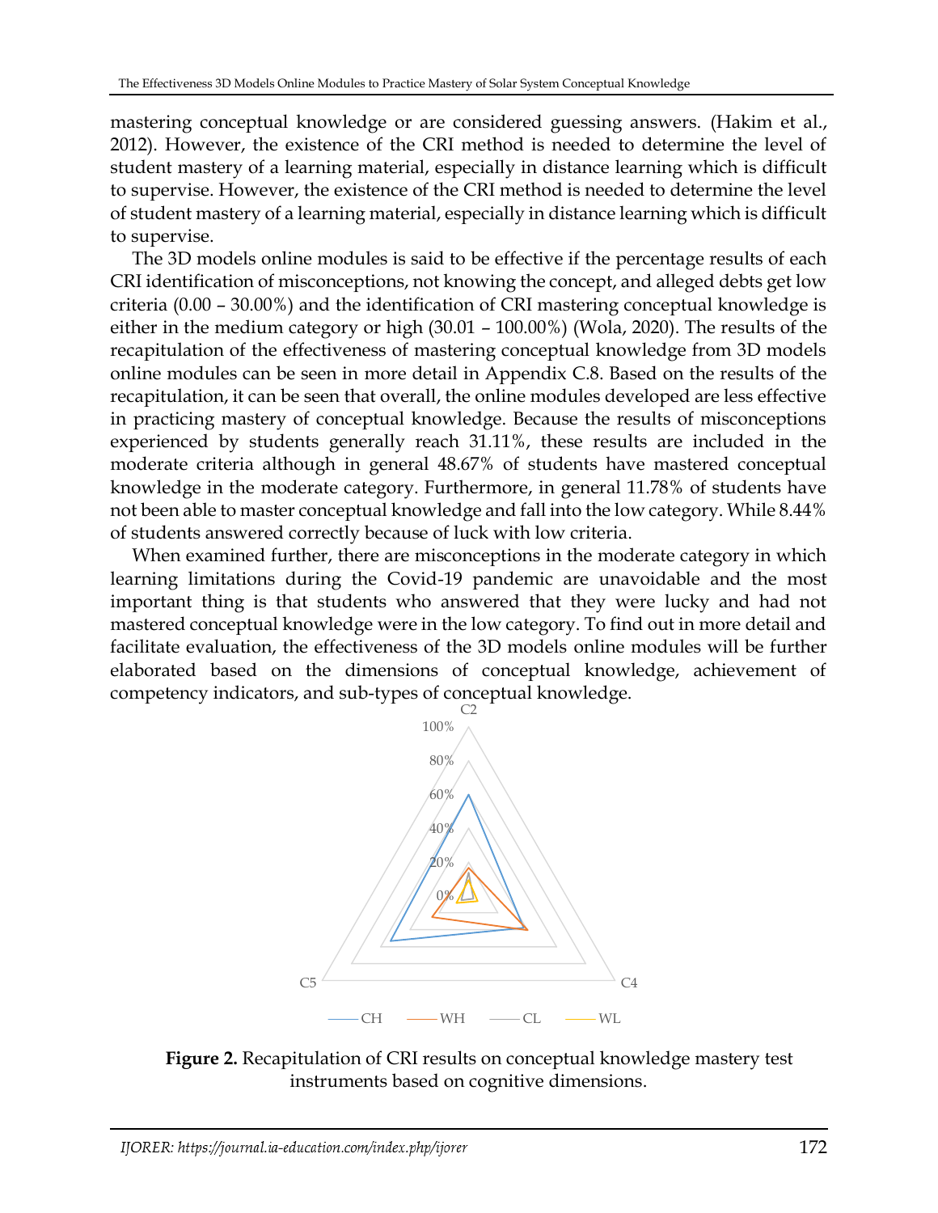mastering conceptual knowledge or are considered guessing answers. (Hakim et al., 2012). However, the existence of the CRI method is needed to determine the level of student mastery of a learning material, especially in distance learning which is difficult to supervise. However, the existence of the CRI method is needed to determine the level of student mastery of a learning material, especially in distance learning which is difficult to supervise.

The 3D models online modules is said to be effective if the percentage results of each CRI identification of misconceptions, not knowing the concept, and alleged debts get low criteria (0.00 – 30.00%) and the identification of CRI mastering conceptual knowledge is either in the medium category or high (30.01 – 100.00%) (Wola, 2020). The results of the recapitulation of the effectiveness of mastering conceptual knowledge from 3D models online modules can be seen in more detail in Appendix C.8. Based on the results of the recapitulation, it can be seen that overall, the online modules developed are less effective in practicing mastery of conceptual knowledge. Because the results of misconceptions experienced by students generally reach 31.11%, these results are included in the moderate criteria although in general 48.67% of students have mastered conceptual knowledge in the moderate category. Furthermore, in general 11.78% of students have not been able to master conceptual knowledge and fall into the low category. While 8.44% of students answered correctly because of luck with low criteria.

When examined further, there are misconceptions in the moderate category in which learning limitations during the Covid-19 pandemic are unavoidable and the most important thing is that students who answered that they were lucky and had not mastered conceptual knowledge were in the low category. To find out in more detail and facilitate evaluation, the effectiveness of the 3D models online modules will be further elaborated based on the dimensions of conceptual knowledge, achievement of competency indicators, and sub-types of conceptual knowledge.

**Figure 2.** Recapitulation of CRI results on conceptual knowledge mastery test instruments based on cognitive dimensions.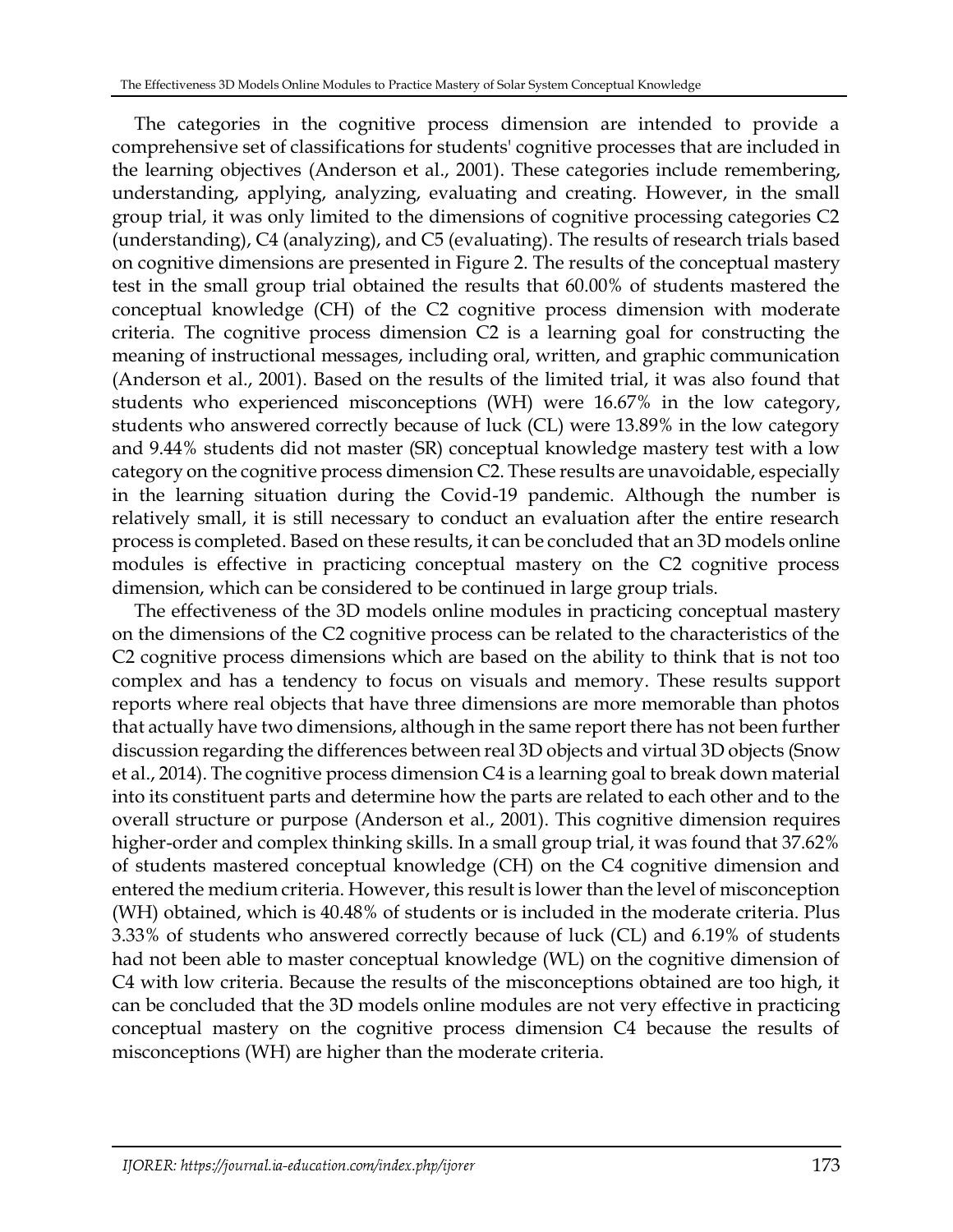The categories in the cognitive process dimension are intended to provide a comprehensive set of classifications for students' cognitive processes that are included in the learning objectives (Anderson et al., 2001). These categories include remembering, understanding, applying, analyzing, evaluating and creating. However, in the small group trial, it was only limited to the dimensions of cognitive processing categories C2 (understanding), C4 (analyzing), and C5 (evaluating). The results of research trials based on cognitive dimensions are presented in Figure 2. The results of the conceptual mastery test in the small group trial obtained the results that 60.00% of students mastered the conceptual knowledge (CH) of the C2 cognitive process dimension with moderate criteria. The cognitive process dimension C2 is a learning goal for constructing the meaning of instructional messages, including oral, written, and graphic communication (Anderson et al., 2001). Based on the results of the limited trial, it was also found that students who experienced misconceptions (WH) were 16.67% in the low category, students who answered correctly because of luck (CL) were 13.89% in the low category and 9.44% students did not master (SR) conceptual knowledge mastery test with a low category on the cognitive process dimension C2. These results are unavoidable, especially in the learning situation during the Covid-19 pandemic. Although the number is relatively small, it is still necessary to conduct an evaluation after the entire research process is completed. Based on these results, it can be concluded that an 3D models online modules is effective in practicing conceptual mastery on the C2 cognitive process dimension, which can be considered to be continued in large group trials.

The effectiveness of the 3D models online modules in practicing conceptual mastery on the dimensions of the C2 cognitive process can be related to the characteristics of the C2 cognitive process dimensions which are based on the ability to think that is not too complex and has a tendency to focus on visuals and memory. These results support reports where real objects that have three dimensions are more memorable than photos that actually have two dimensions, although in the same report there has not been further discussion regarding the differences between real 3D objects and virtual 3D objects (Snow et al., 2014). The cognitive process dimension C4 is a learning goal to break down material into its constituent parts and determine how the parts are related to each other and to the overall structure or purpose (Anderson et al., 2001). This cognitive dimension requires higher-order and complex thinking skills. In a small group trial, it was found that 37.62% of students mastered conceptual knowledge (CH) on the C4 cognitive dimension and entered the medium criteria. However, this result is lower than the level of misconception (WH) obtained, which is 40.48% of students or is included in the moderate criteria. Plus 3.33% of students who answered correctly because of luck (CL) and 6.19% of students had not been able to master conceptual knowledge (WL) on the cognitive dimension of C4 with low criteria. Because the results of the misconceptions obtained are too high, it can be concluded that the 3D models online modules are not very effective in practicing conceptual mastery on the cognitive process dimension C4 because the results of misconceptions (WH) are higher than the moderate criteria.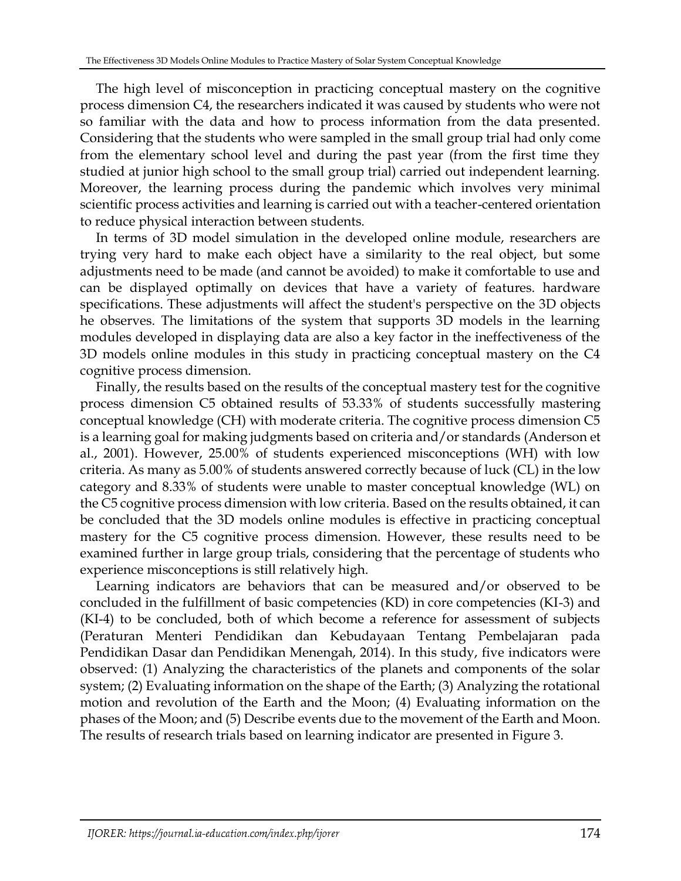The high level of misconception in practicing conceptual mastery on the cognitive process dimension C4, the researchers indicated it was caused by students who were not so familiar with the data and how to process information from the data presented. Considering that the students who were sampled in the small group trial had only come from the elementary school level and during the past year (from the first time they studied at junior high school to the small group trial) carried out independent learning. Moreover, the learning process during the pandemic which involves very minimal scientific process activities and learning is carried out with a teacher-centered orientation to reduce physical interaction between students.

In terms of 3D model simulation in the developed online module, researchers are trying very hard to make each object have a similarity to the real object, but some adjustments need to be made (and cannot be avoided) to make it comfortable to use and can be displayed optimally on devices that have a variety of features. hardware specifications. These adjustments will affect the student's perspective on the 3D objects he observes. The limitations of the system that supports 3D models in the learning modules developed in displaying data are also a key factor in the ineffectiveness of the 3D models online modules in this study in practicing conceptual mastery on the C4 cognitive process dimension.

Finally, the results based on the results of the conceptual mastery test for the cognitive process dimension C5 obtained results of 53.33% of students successfully mastering conceptual knowledge (CH) with moderate criteria. The cognitive process dimension C5 is a learning goal for making judgments based on criteria and/or standards (Anderson et al., 2001). However, 25.00% of students experienced misconceptions (WH) with low criteria. As many as 5.00% of students answered correctly because of luck (CL) in the low category and 8.33% of students were unable to master conceptual knowledge (WL) on the C5 cognitive process dimension with low criteria. Based on the results obtained, it can be concluded that the 3D models online modules is effective in practicing conceptual mastery for the C5 cognitive process dimension. However, these results need to be examined further in large group trials, considering that the percentage of students who experience misconceptions is still relatively high.

Learning indicators are behaviors that can be measured and/or observed to be concluded in the fulfillment of basic competencies (KD) in core competencies (KI-3) and (KI-4) to be concluded, both of which become a reference for assessment of subjects (Peraturan Menteri Pendidikan dan Kebudayaan Tentang Pembelajaran pada Pendidikan Dasar dan Pendidikan Menengah, 2014). In this study, five indicators were observed: (1) Analyzing the characteristics of the planets and components of the solar system; (2) Evaluating information on the shape of the Earth; (3) Analyzing the rotational motion and revolution of the Earth and the Moon; (4) Evaluating information on the phases of the Moon; and (5) Describe events due to the movement of the Earth and Moon. The results of research trials based on learning indicator are presented in Figure 3.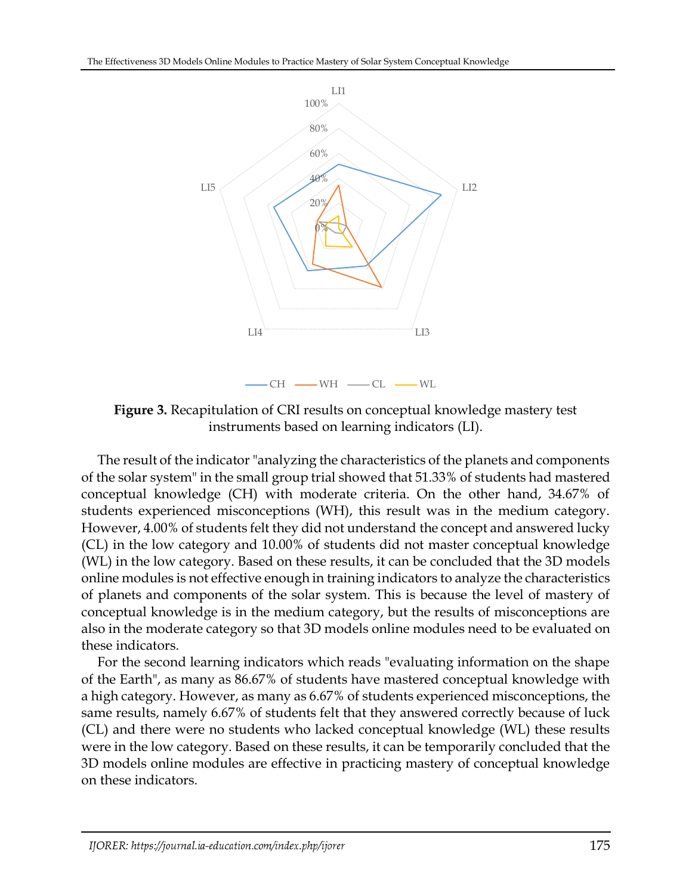**Figure 3.** Recapitulation of CRI results on conceptual knowledge mastery test instruments based on learning indicators (LI).

The result of the indicator "analyzing the characteristics of the planets and components of the solar system" in the small group trial showed that 51.33% of students had mastered conceptual knowledge (CH) with moderate criteria. On the other hand, 34.67% of students experienced misconceptions (WH), this result was in the medium category. However, 4.00% of students felt they did not understand the concept and answered lucky (CL) in the low category and 10.00% of students did not master conceptual knowledge (WL) in the low category. Based on these results, it can be concluded that the 3D models online modules is not effective enough in training indicators to analyze the characteristics of planets and components of the solar system. This is because the level of mastery of conceptual knowledge is in the medium category, but the results of misconceptions are also in the moderate category so that 3D models online modules need to be evaluated on these indicators.

For the second learning indicators which reads "evaluating information on the shape of the Earth", as many as 86.67% of students have mastered conceptual knowledge with a high category. However, as many as 6.67% of students experienced misconceptions, the same results, namely 6.67% of students felt that they answered correctly because of luck (CL) and there were no students who lacked conceptual knowledge (WL) these results were in the low category. Based on these results, it can be temporarily concluded that the 3D models online modules are effective in practicing mastery of conceptual knowledge on these indicators.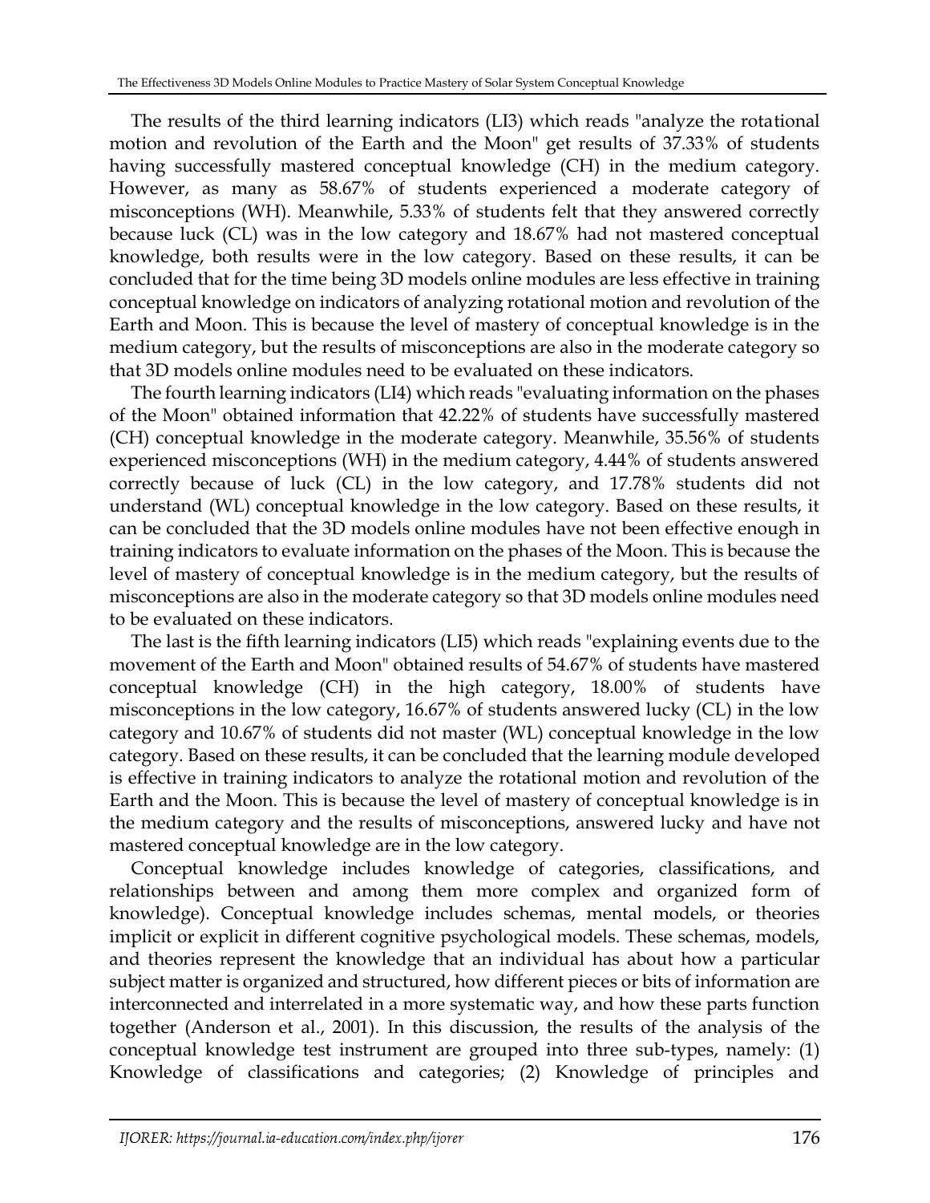The results of the third learning indicators (LI3) which reads "analyze the rotational motion and revolution of the Earth and the Moon" get results of 37.33% of students having successfully mastered conceptual knowledge (CH) in the medium category. However, as many as 58.67% of students experienced a moderate category of misconceptions (WH). Meanwhile, 5.33% of students felt that they answered correctly because luck (CL) was in the low category and 18.67% had not mastered conceptual knowledge, both results were in the low category. Based on these results, it can be concluded that for the time being 3D models online modules are less effective in training conceptual knowledge on indicators of analyzing rotational motion and revolution of the Earth and Moon. This is because the level of mastery of conceptual knowledge is in the medium category, but the results of misconceptions are also in the moderate category so that 3D models online modules need to be evaluated on these indicators.

The fourth learning indicators (LI4) which reads "evaluating information on the phases of the Moon" obtained information that 42.22% of students have successfully mastered (CH) conceptual knowledge in the moderate category. Meanwhile, 35.56% of students experienced misconceptions (WH) in the medium category, 4.44% of students answered correctly because of luck (CL) in the low category, and 17.78% students did not understand (WL) conceptual knowledge in the low category. Based on these results, it can be concluded that the 3D models online modules have not been effective enough in training indicators to evaluate information on the phases of the Moon. This is because the level of mastery of conceptual knowledge is in the medium category, but the results of misconceptions are also in the moderate category so that 3D models online modules need to be evaluated on these indicators.

The last is the fifth learning indicators (LI5) which reads "explaining events due to the movement of the Earth and Moon" obtained results of 54.67% of students have mastered conceptual knowledge (CH) in the high category, 18.00% of students have misconceptions in the low category, 16.67% of students answered lucky (CL) in the low category and 10.67% of students did not master (WL) conceptual knowledge in the low category. Based on these results, it can be concluded that the learning module developed is effective in training indicators to analyze the rotational motion and revolution of the Earth and the Moon. This is because the level of mastery of conceptual knowledge is in the medium category and the results of misconceptions, answered lucky and have not mastered conceptual knowledge are in the low category.

Conceptual knowledge includes knowledge of categories, classifications, and relationships between and among them more complex and organized form of knowledge). Conceptual knowledge includes schemas, mental models, or theories implicit or explicit in different cognitive psychological models. These schemas, models, and theories represent the knowledge that an individual has about how a particular subject matter is organized and structured, how different pieces or bits of information are interconnected and interrelated in a more systematic way, and how these parts function together (Anderson et al., 2001). In this discussion, the results of the analysis of the conceptual knowledge test instrument are grouped into three sub-types, namely: (1) Knowledge of classifications and categories; (2) Knowledge of principles and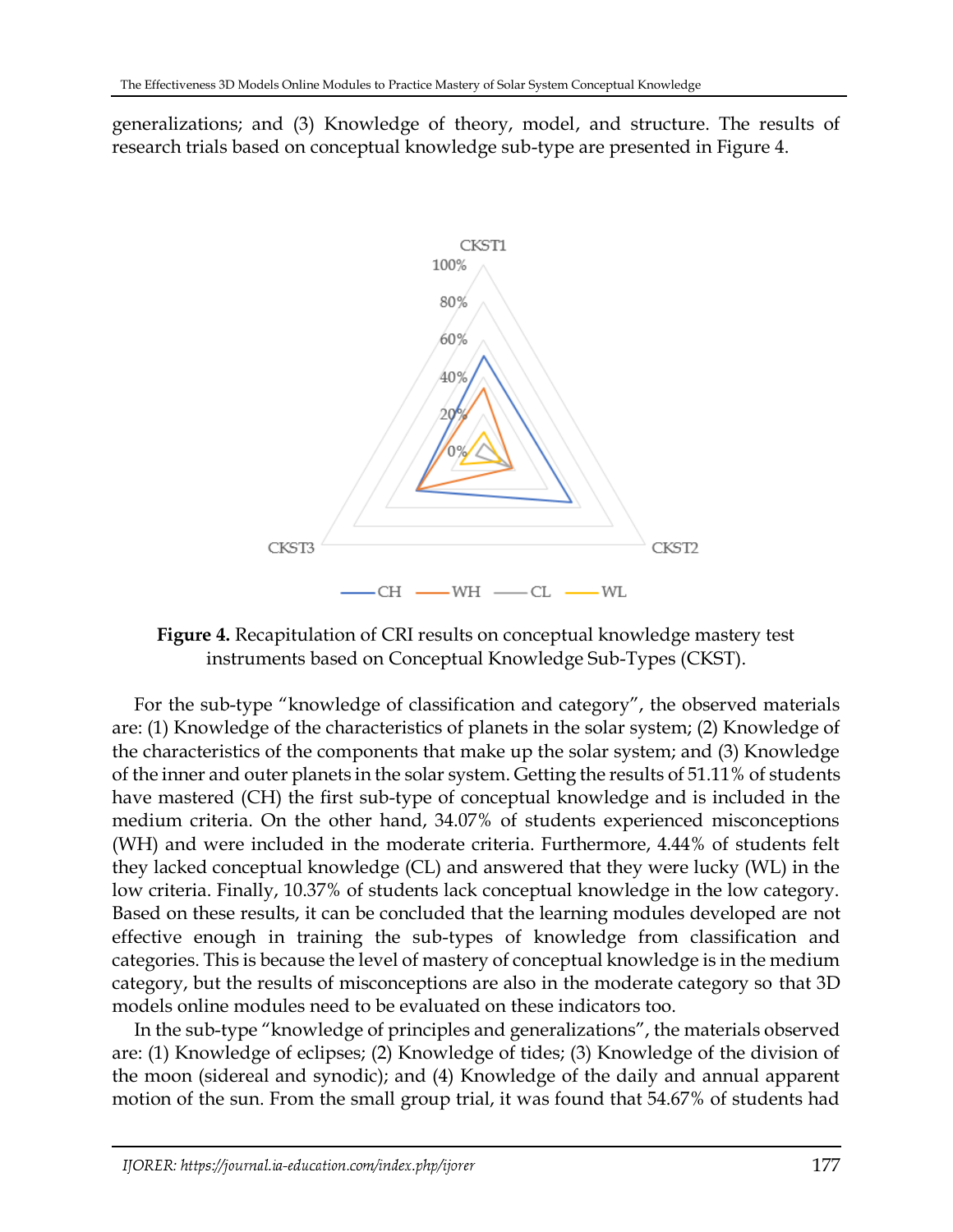generalizations; and (3) Knowledge of theory, model, and structure. The results of research trials based on conceptual knowledge sub-type are presented in Figure 4.

**Figure 4.** Recapitulation of CRI results on conceptual knowledge mastery test instruments based on Conceptual Knowledge Sub-Types (CKST).

For the sub-type "knowledge of classification and category", the observed materials are: (1) Knowledge of the characteristics of planets in the solar system; (2) Knowledge of the characteristics of the components that make up the solar system; and (3) Knowledge of the inner and outer planets in the solar system. Getting the results of 51.11% of students have mastered (CH) the first sub-type of conceptual knowledge and is included in the medium criteria. On the other hand, 34.07% of students experienced misconceptions (WH) and were included in the moderate criteria. Furthermore, 4.44% of students felt they lacked conceptual knowledge (CL) and answered that they were lucky (WL) in the low criteria. Finally, 10.37% of students lack conceptual knowledge in the low category. Based on these results, it can be concluded that the learning modules developed are not effective enough in training the sub-types of knowledge from classification and categories. This is because the level of mastery of conceptual knowledge is in the medium category, but the results of misconceptions are also in the moderate category so that 3D models online modules need to be evaluated on these indicators too.

In the sub-type "knowledge of principles and generalizations", the materials observed are: (1) Knowledge of eclipses; (2) Knowledge of tides; (3) Knowledge of the division of the moon (sidereal and synodic); and (4) Knowledge of the daily and annual apparent motion of the sun. From the small group trial, it was found that 54.67% of students had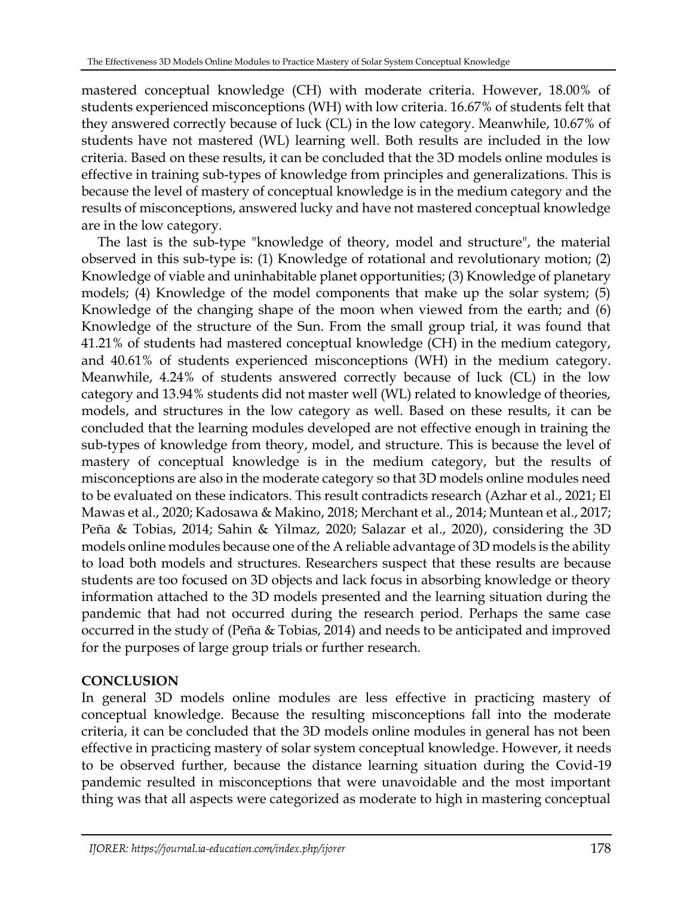mastered conceptual knowledge (CH) with moderate criteria. However, 18.00% of students experienced misconceptions (WH) with low criteria. 16.67% of students felt that they answered correctly because of luck (CL) in the low category. Meanwhile, 10.67% of students have not mastered (WL) learning well. Both results are included in the low criteria. Based on these results, it can be concluded that the 3D models online modules is effective in training sub-types of knowledge from principles and generalizations. This is because the level of mastery of conceptual knowledge is in the medium category and the results of misconceptions, answered lucky and have not mastered conceptual knowledge are in the low category.

The last is the sub-type "knowledge of theory, model and structure", the material observed in this sub-type is: (1) Knowledge of rotational and revolutionary motion; (2) Knowledge of viable and uninhabitable planet opportunities; (3) Knowledge of planetary models; (4) Knowledge of the model components that make up the solar system; (5) Knowledge of the changing shape of the moon when viewed from the earth; and (6) Knowledge of the structure of the Sun. From the small group trial, it was found that 41.21% of students had mastered conceptual knowledge (CH) in the medium category, and 40.61% of students experienced misconceptions (WH) in the medium category. Meanwhile, 4.24% of students answered correctly because of luck (CL) in the low category and 13.94% students did not master well (WL) related to knowledge of theories, models, and structures in the low category as well. Based on these results, it can be concluded that the learning modules developed are not effective enough in training the sub-types of knowledge from theory, model, and structure. This is because the level of mastery of conceptual knowledge is in the medium category, but the results of misconceptions are also in the moderate category so that 3D models online modules need to be evaluated on these indicators. This result contradicts research (Azhar et al., 2021; El Mawas et al., 2020; Kadosawa & Makino, 2018; Merchant et al., 2014; Muntean et al., 2017; Peña & Tobias, 2014; Sahin & Yilmaz, 2020; Salazar et al., 2020), considering the 3D models online modules because one of the A reliable advantage of 3D models is the ability to load both models and structures. Researchers suspect that these results are because students are too focused on 3D objects and lack focus in absorbing knowledge or theory information attached to the 3D models presented and the learning situation during the pandemic that had not occurred during the research period. Perhaps the same case occurred in the study of (Peña & Tobias, 2014) and needs to be anticipated and improved for the purposes of large group trials or further research.

## CONCLUSION

In general 3D models online modules are less effective in practicing mastery of conceptual knowledge. Because the resulting misconceptions fall into the moderate criteria, it can be concluded that the 3D models online modules in general has not been effective in practicing mastery of solar system conceptual knowledge. However, it needs to be observed further, because the distance learning situation during the Covid-19 pandemic resulted in misconceptions that were unavoidable and the most important thing was that all aspects were categorized as moderate to high in mastering conceptual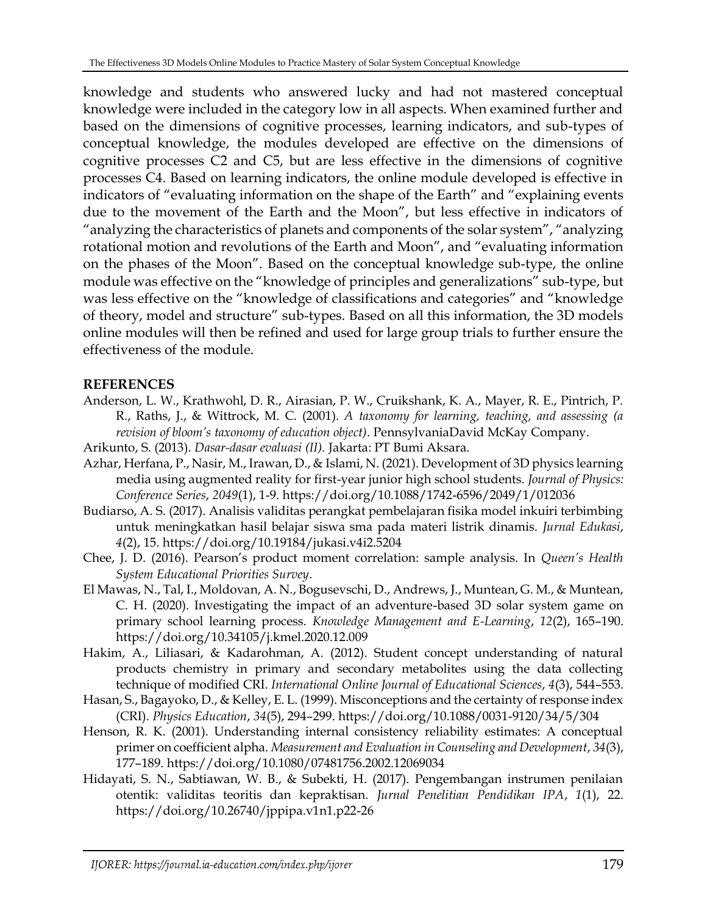knowledge and students who answered lucky and had not mastered conceptual knowledge were included in the category low in all aspects. When examined further and based on the dimensions of cognitive processes, learning indicators, and sub-types of conceptual knowledge, the modules developed are effective on the dimensions of cognitive processes C2 and C5, but are less effective in the dimensions of cognitive processes C4. Based on learning indicators, the online module developed is effective in indicators of "evaluating information on the shape of the Earth" and "explaining events due to the movement of the Earth and the Moon", but less effective in indicators of "analyzing the characteristics of planets and components of the solar system", "analyzing rotational motion and revolutions of the Earth and Moon", and "evaluating information on the phases of the Moon". Based on the conceptual knowledge sub-type, the online module was effective on the "knowledge of principles and generalizations" sub-type, but was less effective on the "knowledge of classifications and categories" and "knowledge of theory, model and structure" sub-types. Based on all this information, the 3D models online modules will then be refined and used for large group trials to further ensure the effectiveness of the module.

## REFERENCES

Anderson, L. W., Krathwohl, D. R., Airasian, P. W., Cruikshank, K. A., Mayer, R. E., Pintrich, P. R., Raths, J., & Wittrock, M. C. (2001). *A taxonomy for learning, teaching, and assessing (a revision of bloom's taxonomy of education object)*. PennsylvaniaDavid McKay Company.

Arikunto, S. (2013). *Dasar-dasar evaluasi (II).* Jakarta: PT Bumi Aksara.

Azhar, Herfana, P., Nasir, M., Irawan, D., & Islami, N. (2021). Development of 3D physics learning media using augmented reality for first-year junior high school students. *Journal of Physics: Conference Series*, *2049*(1), 1-9. https://doi.org/10.1088/1742-6596/2049/1/012036

Budiarso, A. S. (2017). Analisis validitas perangkat pembelajaran fisika model inkuiri terbimbing untuk meningkatkan hasil belajar siswa sma pada materi listrik dinamis. *Jurnal Edukasi*, *4*(2), 15. https://doi.org/10.19184/jukasi.v4i2.5204

Chee, J. D. (2016). Pearson's product moment correlation: sample analysis. In *Queen's Health System Educational Priorities Survey*.

El Mawas, N., Tal, I., Moldovan, A. N., Bogusevschi, D., Andrews, J., Muntean, G. M., & Muntean, C. H. (2020). Investigating the impact of an adventure-based 3D solar system game on primary school learning process. *Knowledge Management and E-Learning*, *12*(2), 165–190. https://doi.org/10.34105/j.kmel.2020.12.009

Hakim, A., Liliasari, & Kadarohman, A. (2012). Student concept understanding of natural products chemistry in primary and secondary metabolites using the data collecting technique of modified CRI. *International Online Journal of Educational Sciences*, *4*(3), 544–553.

Hasan, S., Bagayoko, D., & Kelley, E. L. (1999). Misconceptions and the certainty of response index (CRI). *Physics Education*, *34*(5), 294–299. https://doi.org/10.1088/0031-9120/34/5/304

Henson, R. K. (2001). Understanding internal consistency reliability estimates: A conceptual primer on coefficient alpha. *Measurement and Evaluation in Counseling and Development*, *34*(3), 177–189. https://doi.org/10.1080/07481756.2002.12069034

Hidayati, S. N., Sabtiawan, W. B., & Subekti, H. (2017). Pengembangan instrumen penilaian otentik: validitas teoritis dan kepraktisan. *Jurnal Penelitian Pendidikan IPA*, *1*(1), 22. https://doi.org/10.26740/jppipa.v1n1.p22-26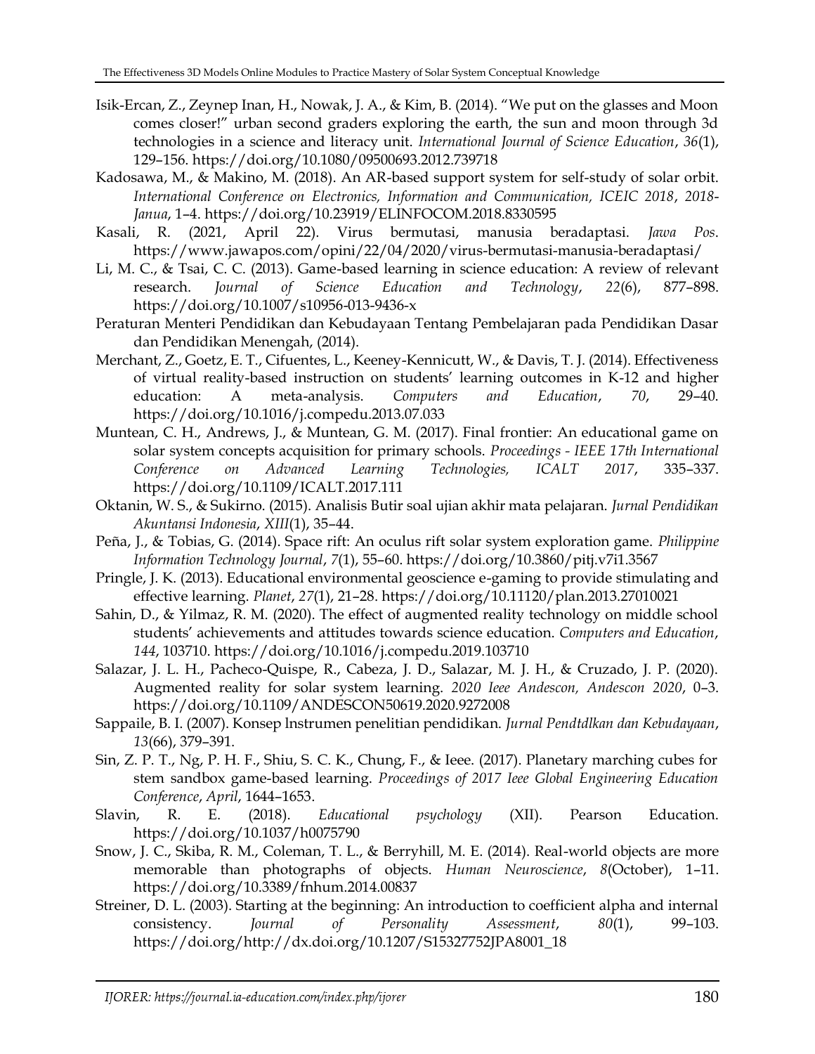Isik-Ercan, Z., Zeynep Inan, H., Nowak, J. A., & Kim, B. (2014). "We put on the glasses and Moon comes closer!" urban second graders exploring the earth, the sun and moon through 3d technologies in a science and literacy unit. *International Journal of Science Education*, *36*(1), 129–156. https://doi.org/10.1080/09500693.2012.739718

Kadosawa, M., & Makino, M. (2018). An AR-based support system for self-study of solar orbit. *International Conference on Electronics, Information and Communication, ICEIC 2018*, *2018-Janua*, 1–4. https://doi.org/10.23919/ELINFOCOM.2018.8330595

Kasali, R. (2021, April 22). Virus bermutasi, manusia beradaptasi. *Jawa Pos*. https://www.jawapos.com/opini/22/04/2020/virus-bermutasi-manusia-beradaptasi/

Li, M. C., & Tsai, C. C. (2013). Game-based learning in science education: A review of relevant research. *Journal of Science Education and Technology*, *22*(6), 877–898. https://doi.org/10.1007/s10956-013-9436-x

Peraturan Menteri Pendidikan dan Kebudayaan Tentang Pembelajaran pada Pendidikan Dasar dan Pendidikan Menengah, (2014).

Merchant, Z., Goetz, E. T., Cifuentes, L., Keeney-Kennicutt, W., & Davis, T. J. (2014). Effectiveness of virtual reality-based instruction on students' learning outcomes in K-12 and higher education: A meta-analysis. *Computers and Education*, *70*, 29–40. https://doi.org/10.1016/j.compedu.2013.07.033

Muntean, C. H., Andrews, J., & Muntean, G. M. (2017). Final frontier: An educational game on solar system concepts acquisition for primary schools. *Proceedings - IEEE 17th International Conference on Advanced Learning Technologies, ICALT 2017*, 335–337. https://doi.org/10.1109/ICALT.2017.111

Oktanin, W. S., & Sukirno. (2015). Analisis Butir soal ujian akhir mata pelajaran. *Jurnal Pendidikan Akuntansi Indonesia*, *XIII*(1), 35–44.

Peña, J., & Tobias, G. (2014). Space rift: An oculus rift solar system exploration game. *Philippine Information Technology Journal*, *7*(1), 55–60. https://doi.org/10.3860/pitj.v7i1.3567

Pringle, J. K. (2013). Educational environmental geoscience e-gaming to provide stimulating and effective learning. *Planet*, *27*(1), 21–28. https://doi.org/10.11120/plan.2013.27010021

Sahin, D., & Yilmaz, R. M. (2020). The effect of augmented reality technology on middle school students' achievements and attitudes towards science education. *Computers and Education*, *144*, 103710. https://doi.org/10.1016/j.compedu.2019.103710

Salazar, J. L. H., Pacheco-Quispe, R., Cabeza, J. D., Salazar, M. J. H., & Cruzado, J. P. (2020). Augmented reality for solar system learning. *2020 Ieee Andescon, Andescon 2020*, 0–3. https://doi.org/10.1109/ANDESCON50619.2020.9272008

Sappaile, B. I. (2007). Konsep lnstrumen penelitian pendidikan. *Jurnal Pendtdlkan dan Kebudayaan*, *13*(66), 379–391.

Sin, Z. P. T., Ng, P. H. F., Shiu, S. C. K., Chung, F., & Ieee. (2017). Planetary marching cubes for stem sandbox game-based learning. *Proceedings of 2017 Ieee Global Engineering Education Conference*, *April*, 1644–1653.

Slavin, R. E. (2018). *Educational psychology* (XII). Pearson Education. https://doi.org/10.1037/h0075790

Snow, J. C., Skiba, R. M., Coleman, T. L., & Berryhill, M. E. (2014). Real-world objects are more memorable than photographs of objects. *Human Neuroscience*, *8*(October), 1–11. https://doi.org/10.3389/fnhum.2014.00837

Streiner, D. L. (2003). Starting at the beginning: An introduction to coefficient alpha and internal consistency. *Journal of Personality Assessment*, *80*(1), 99–103. https://doi.org/http://dx.doi.org/10.1207/S15327752JPA8001_18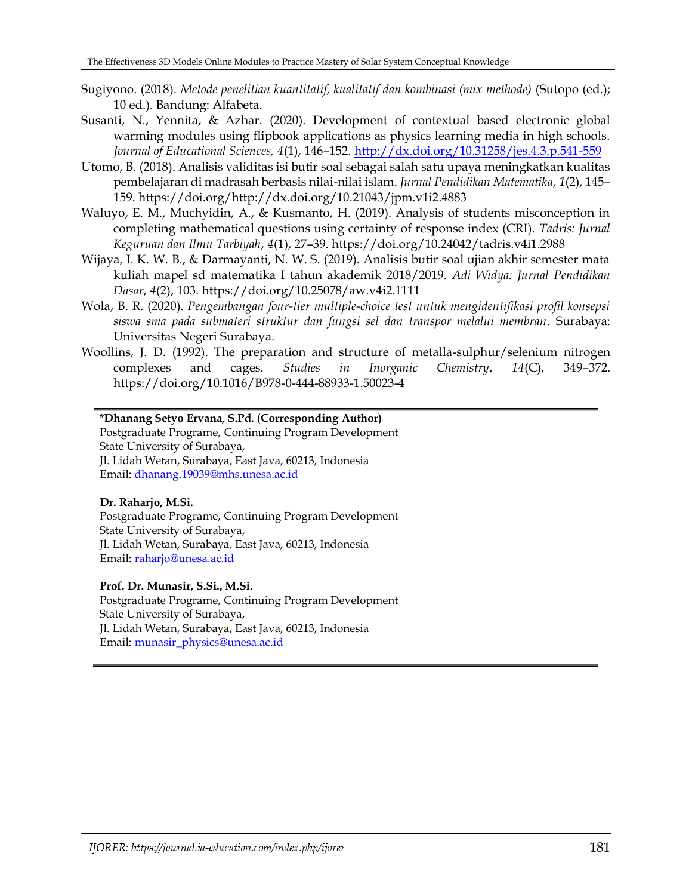Sugiyono. (2018). *Metode penelitian kuantitatif, kualitatif dan kombinasi (mix methode)* (Sutopo (ed.); 10 ed.). Bandung: Alfabeta.

Susanti, N., Yennita, & Azhar. (2020). Development of contextual based electronic global warming modules using flipbook applications as physics learning media in high schools. *Journal of Educational Sciences, 4*(1), 146–152. http://dx.doi.org/10.31258/jes.4.3.p.541-559

Utomo, B. (2018). Analisis validitas isi butir soal sebagai salah satu upaya meningkatkan kualitas pembelajaran di madrasah berbasis nilai-nilai islam. *Jurnal Pendidikan Matematika*, *1*(2), 145–159. https://doi.org/http://dx.doi.org/10.21043/jpm.v1i2.4883

Waluyo, E. M., Muchyidin, A., & Kusmanto, H. (2019). Analysis of students misconception in completing mathematical questions using certainty of response index (CRI). *Tadris: Jurnal Keguruan dan Ilmu Tarbiyah*, *4*(1), 27–39. https://doi.org/10.24042/tadris.v4i1.2988

Wijaya, I. K. W. B., & Darmayanti, N. W. S. (2019). Analisis butir soal ujian akhir semester mata kuliah mapel sd matematika I tahun akademik 2018/2019. *Adi Widya: Jurnal Pendidikan Dasar*, *4*(2), 103. https://doi.org/10.25078/aw.v4i2.1111

Wola, B. R. (2020). *Pengembangan four-tier multiple-choice test untuk mengidentifikasi profil konsepsi siswa sma pada submateri struktur dan fungsi sel dan transpor melalui membran*. Surabaya: Universitas Negeri Surabaya.

Woollins, J. D. (1992). The preparation and structure of metalla-sulphur/selenium nitrogen complexes and cages. *Studies in Inorganic Chemistry*, *14*(C), 349–372. https://doi.org/10.1016/B978-0-444-88933-1.50023-4

---

***Dhanang Setyo Ervana, S.Pd. (Corresponding Author)**
Postgraduate Programe, Continuing Program Development
State University of Surabaya,
Jl. Lidah Wetan, Surabaya, East Java, 60213, Indonesia
Email: dhanang.19039@mhs.unesa.ac.id

**Dr. Raharjo, M.Si.**
Postgraduate Programe, Continuing Program Development
State University of Surabaya,
Jl. Lidah Wetan, Surabaya, East Java, 60213, Indonesia
Email: raharjo@unesa.ac.id

**Prof. Dr. Munasir, S.Si., M.Si.**
Postgraduate Programe, Continuing Program Development
State University of Surabaya,
Jl. Lidah Wetan, Surabaya, East Java, 60213, Indonesia
Email: munasir_physics@unesa.ac.id

---